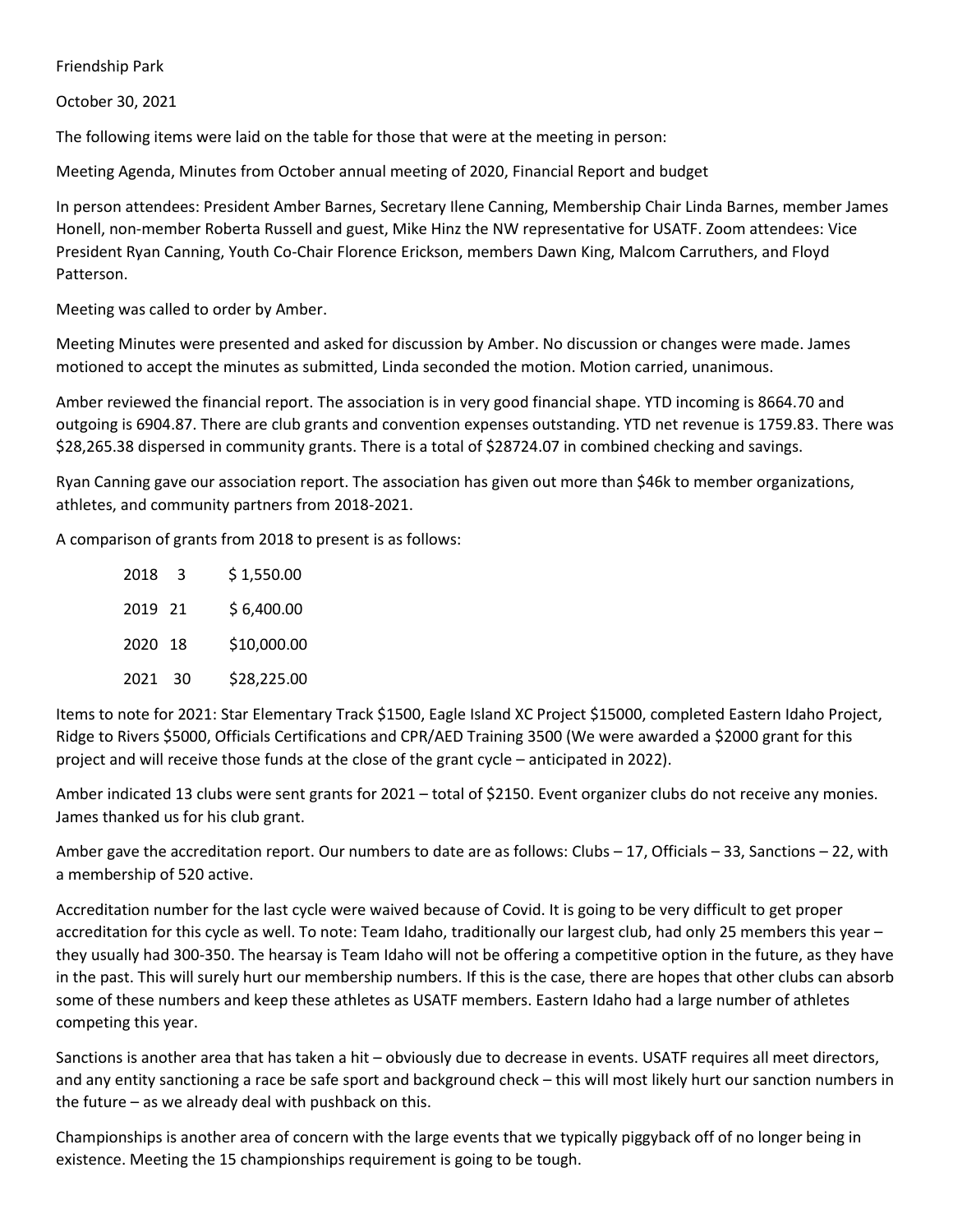Friendship Park

October 30, 2021

The following items were laid on the table for those that were at the meeting in person:

Meeting Agenda, Minutes from October annual meeting of 2020, Financial Report and budget

In person attendees: President Amber Barnes, Secretary Ilene Canning, Membership Chair Linda Barnes, member James Honell, non-member Roberta Russell and guest, Mike Hinz the NW representative for USATF. Zoom attendees: Vice President Ryan Canning, Youth Co-Chair Florence Erickson, members Dawn King, Malcom Carruthers, and Floyd Patterson.

Meeting was called to order by Amber.

Meeting Minutes were presented and asked for discussion by Amber. No discussion or changes were made. James motioned to accept the minutes as submitted, Linda seconded the motion. Motion carried, unanimous.

Amber reviewed the financial report. The association is in very good financial shape. YTD incoming is 8664.70 and outgoing is 6904.87. There are club grants and convention expenses outstanding. YTD net revenue is 1759.83. There was $28,265.38 dispersed in community grants. There is a total of $28724.07 in combined checking and savings.

Ryan Canning gave our association report. The association has given out more than $46k to member organizations, athletes, and community partners from 2018-2021.

A comparison of grants from 2018 to present is as follows:

| | | |
|---|---|---|
| 2018 | 3 | $ 1,550.00 |
| 2019 | 21 | $ 6,400.00 |
| 2020 | 18 | $10,000.00 |
| 2021 | 30 | $28,225.00 |

Items to note for 2021: Star Elementary Track $1500, Eagle Island XC Project $15000, completed Eastern Idaho Project, Ridge to Rivers $5000, Officials Certifications and CPR/AED Training 3500 (We were awarded a $2000 grant for this project and will receive those funds at the close of the grant cycle – anticipated in 2022).

Amber indicated 13 clubs were sent grants for 2021 – total of $2150. Event organizer clubs do not receive any monies. James thanked us for his club grant.

Amber gave the accreditation report. Our numbers to date are as follows: Clubs – 17, Officials – 33, Sanctions – 22, with a membership of 520 active.

Accreditation number for the last cycle were waived because of Covid. It is going to be very difficult to get proper accreditation for this cycle as well. To note: Team Idaho, traditionally our largest club, had only 25 members this year – they usually had 300-350. The hearsay is Team Idaho will not be offering a competitive option in the future, as they have in the past. This will surely hurt our membership numbers. If this is the case, there are hopes that other clubs can absorb some of these numbers and keep these athletes as USATF members. Eastern Idaho had a large number of athletes competing this year.

Sanctions is another area that has taken a hit – obviously due to decrease in events. USATF requires all meet directors, and any entity sanctioning a race be safe sport and background check – this will most likely hurt our sanction numbers in the future – as we already deal with pushback on this.

Championships is another area of concern with the large events that we typically piggyback off of no longer being in existence. Meeting the 15 championships requirement is going to be tough.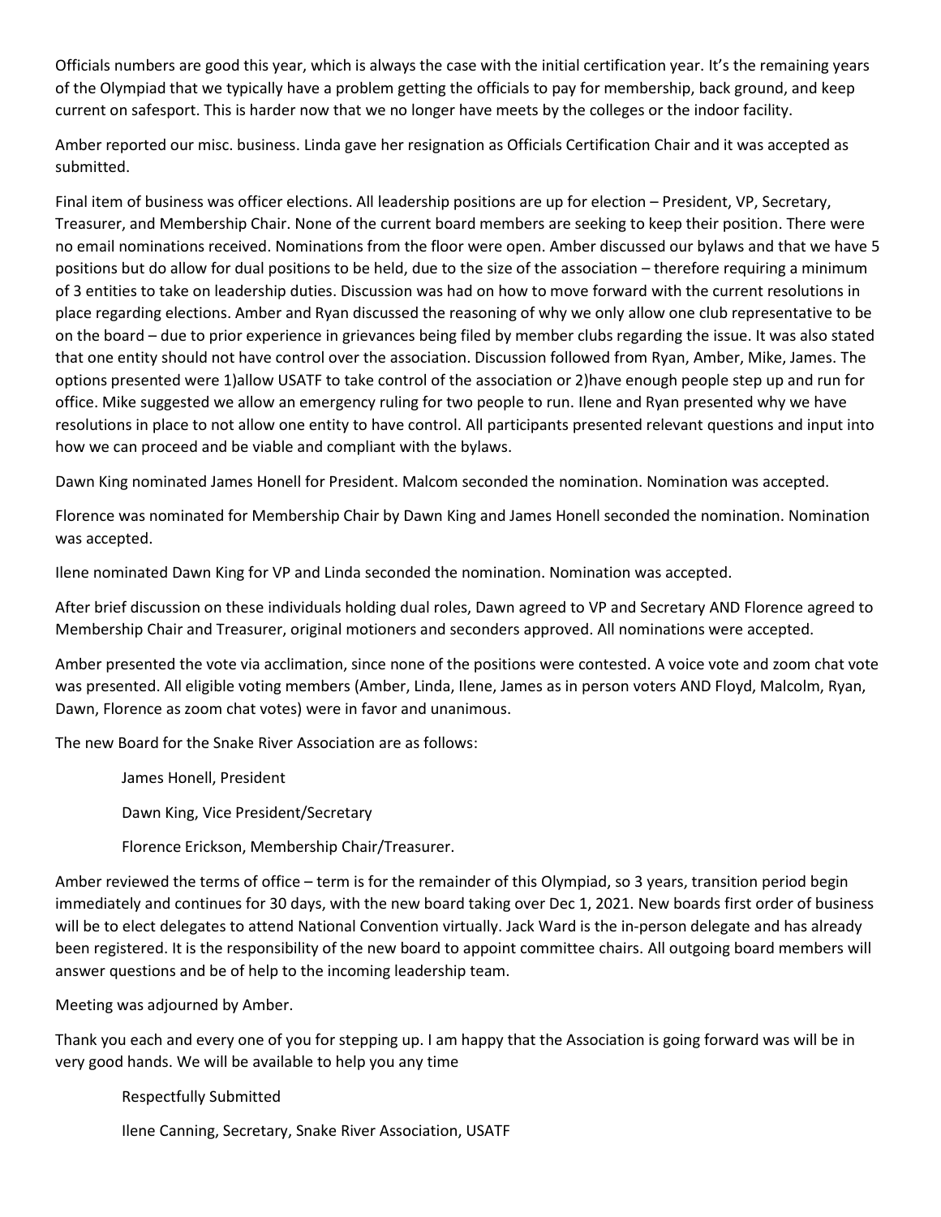Officials numbers are good this year, which is always the case with the initial certification year. It's the remaining years of the Olympiad that we typically have a problem getting the officials to pay for membership, back ground, and keep current on safesport. This is harder now that we no longer have meets by the colleges or the indoor facility.

Amber reported our misc. business. Linda gave her resignation as Officials Certification Chair and it was accepted as submitted.

Final item of business was officer elections. All leadership positions are up for election – President, VP, Secretary, Treasurer, and Membership Chair. None of the current board members are seeking to keep their position. There were no email nominations received. Nominations from the floor were open. Amber discussed our bylaws and that we have 5 positions but do allow for dual positions to be held, due to the size of the association – therefore requiring a minimum of 3 entities to take on leadership duties. Discussion was had on how to move forward with the current resolutions in place regarding elections. Amber and Ryan discussed the reasoning of why we only allow one club representative to be on the board – due to prior experience in grievances being filed by member clubs regarding the issue. It was also stated that one entity should not have control over the association. Discussion followed from Ryan, Amber, Mike, James. The options presented were 1)allow USATF to take control of the association or 2)have enough people step up and run for office. Mike suggested we allow an emergency ruling for two people to run. Ilene and Ryan presented why we have resolutions in place to not allow one entity to have control. All participants presented relevant questions and input into how we can proceed and be viable and compliant with the bylaws.

Dawn King nominated James Honell for President. Malcom seconded the nomination. Nomination was accepted.

Florence was nominated for Membership Chair by Dawn King and James Honell seconded the nomination. Nomination was accepted.

Ilene nominated Dawn King for VP and Linda seconded the nomination. Nomination was accepted.

After brief discussion on these individuals holding dual roles, Dawn agreed to VP and Secretary AND Florence agreed to Membership Chair and Treasurer, original motioners and seconders approved. All nominations were accepted.

Amber presented the vote via acclimation, since none of the positions were contested. A voice vote and zoom chat vote was presented. All eligible voting members (Amber, Linda, Ilene, James as in person voters AND Floyd, Malcolm, Ryan, Dawn, Florence as zoom chat votes) were in favor and unanimous.

The new Board for the Snake River Association are as follows:

James Honell, President

Dawn King, Vice President/Secretary

Florence Erickson, Membership Chair/Treasurer.

Amber reviewed the terms of office – term is for the remainder of this Olympiad, so 3 years, transition period begin immediately and continues for 30 days, with the new board taking over Dec 1, 2021. New boards first order of business will be to elect delegates to attend National Convention virtually. Jack Ward is the in-person delegate and has already been registered. It is the responsibility of the new board to appoint committee chairs. All outgoing board members will answer questions and be of help to the incoming leadership team.

Meeting was adjourned by Amber.

Thank you each and every one of you for stepping up. I am happy that the Association is going forward was will be in very good hands. We will be available to help you any time

Respectfully Submitted

Ilene Canning, Secretary, Snake River Association, USATF